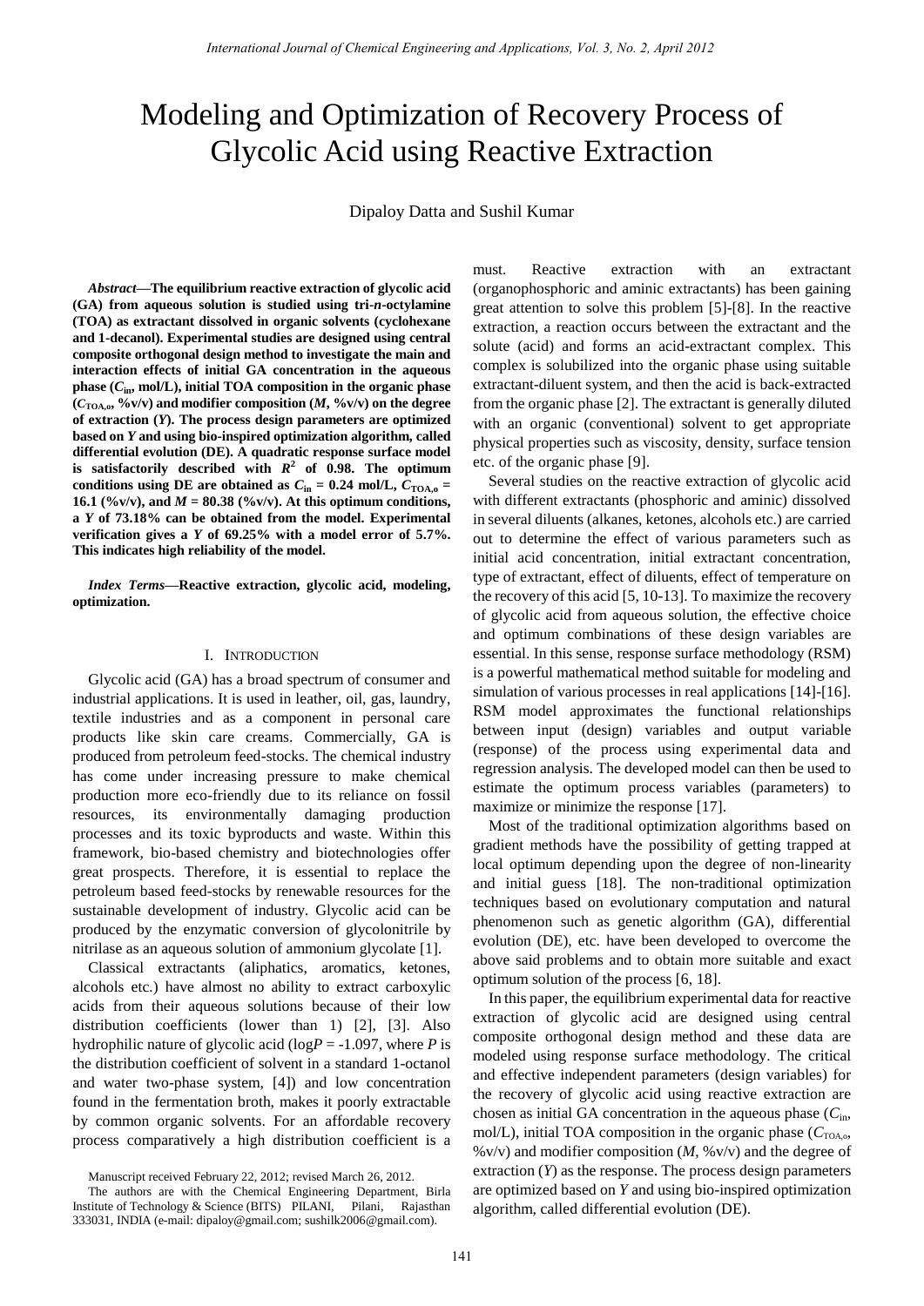# Modeling and Optimization of Recovery Process of Glycolic Acid using Reactive Extraction

Dipaloy Datta and Sushil Kumar

***Abstract*—The equilibrium reactive extraction of glycolic acid (GA) from aqueous solution is studied using tri-*n*-octylamine (TOA) as extractant dissolved in organic solvents (cyclohexane and 1-decanol). Experimental studies are designed using central composite orthogonal design method to investigate the main and interaction effects of initial GA concentration in the aqueous phase ($C_{in}$, mol/L), initial TOA composition in the organic phase ($C_{TOA,o}$, %v/v) and modifier composition (*M*, %v/v) on the degree of extraction (*Y*). The process design parameters are optimized based on *Y* and using bio-inspired optimization algorithm, called differential evolution (DE). A quadratic response surface model is satisfactorily described with $R^2$ of 0.98. The optimum conditions using DE are obtained as $C_{in}$ = 0.24 mol/L, $C_{TOA,o}$ = 16.1 (%v/v), and *M* = 80.38 (%v/v). At this optimum conditions, a *Y* of 73.18% can be obtained from the model. Experimental verification gives a *Y* of 69.25% with a model error of 5.7%. This indicates high reliability of the model.**

***Index Terms*—Reactive extraction, glycolic acid, modeling, optimization.**

## I. Introduction

Glycolic acid (GA) has a broad spectrum of consumer and industrial applications. It is used in leather, oil, gas, laundry, textile industries and as a component in personal care products like skin care creams. Commercially, GA is produced from petroleum feed-stocks. The chemical industry has come under increasing pressure to make chemical production more eco-friendly due to its reliance on fossil resources, its environmentally damaging production processes and its toxic byproducts and waste. Within this framework, bio-based chemistry and biotechnologies offer great prospects. Therefore, it is essential to replace the petroleum based feed-stocks by renewable resources for the sustainable development of industry. Glycolic acid can be produced by the enzymatic conversion of glycolonitrile by nitrilase as an aqueous solution of ammonium glycolate [1].

Classical extractants (aliphatics, aromatics, ketones, alcohols etc.) have almost no ability to extract carboxylic acids from their aqueous solutions because of their low distribution coefficients (lower than 1) [2], [3]. Also hydrophilic nature of glycolic acid ($\log P = -1.097$, where *P* is the distribution coefficient of solvent in a standard 1-octanol and water two-phase system, [4]) and low concentration found in the fermentation broth, makes it poorly extractable by common organic solvents. For an affordable recovery process comparatively a high distribution coefficient is a must. Reactive extraction with an extractant (organophosphoric and aminic extractants) has been gaining great attention to solve this problem [5]-[8]. In the reactive extraction, a reaction occurs between the extractant and the solute (acid) and forms an acid-extractant complex. This complex is solubilized into the organic phase using suitable extractant-diluent system, and then the acid is back-extracted from the organic phase [2]. The extractant is generally diluted with an organic (conventional) solvent to get appropriate physical properties such as viscosity, density, surface tension etc. of the organic phase [9].

Several studies on the reactive extraction of glycolic acid with different extractants (phosphoric and aminic) dissolved in several diluents (alkanes, ketones, alcohols etc.) are carried out to determine the effect of various parameters such as initial acid concentration, initial extractant concentration, type of extractant, effect of diluents, effect of temperature on the recovery of this acid [5, 10-13]. To maximize the recovery of glycolic acid from aqueous solution, the effective choice and optimum combinations of these design variables are essential. In this sense, response surface methodology (RSM) is a powerful mathematical method suitable for modeling and simulation of various processes in real applications [14]-[16]. RSM model approximates the functional relationships between input (design) variables and output variable (response) of the process using experimental data and regression analysis. The developed model can then be used to estimate the optimum process variables (parameters) to maximize or minimize the response [17].

Most of the traditional optimization algorithms based on gradient methods have the possibility of getting trapped at local optimum depending upon the degree of non-linearity and initial guess [18]. The non-traditional optimization techniques based on evolutionary computation and natural phenomenon such as genetic algorithm (GA), differential evolution (DE), etc. have been developed to overcome the above said problems and to obtain more suitable and exact optimum solution of the process [6, 18].

In this paper, the equilibrium experimental data for reactive extraction of glycolic acid are designed using central composite orthogonal design method and these data are modeled using response surface methodology. The critical and effective independent parameters (design variables) for the recovery of glycolic acid using reactive extraction are chosen as initial GA concentration in the aqueous phase ($C_{in}$, mol/L), initial TOA composition in the organic phase ($C_{TOA,o}$, %v/v) and modifier composition (*M*, %v/v) and the degree of extraction (*Y*) as the response. The process design parameters are optimized based on *Y* and using bio-inspired optimization algorithm, called differential evolution (DE).

Manuscript received February 22, 2012; revised March 26, 2012.

The authors are with the Chemical Engineering Department, Birla Institute of Technology & Science (BITS) PILANI, Pilani, Rajasthan 333031, INDIA (e-mail: dipaloy@gmail.com; sushilk2006@gmail.com).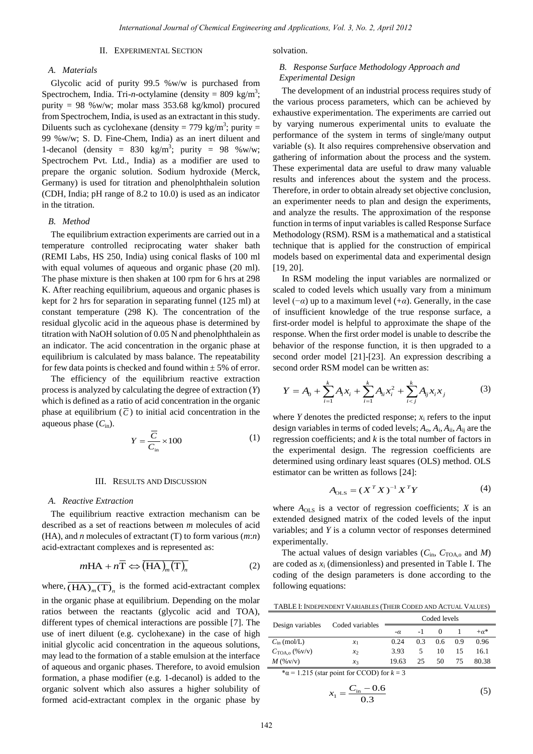## II. Experimental Section

### A. Materials

Glycolic acid of purity 99.5 %w/w is purchased from Spectrochem, India. Tri-*n*-octylamine (density = 809 kg/m$^3$; purity = 98 %w/w; molar mass 353.68 kg/kmol) procured from Spectrochem, India, is used as an extractant in this study. Diluents such as cyclohexane (density = 779 kg/m$^3$; purity = 99 %w/w; S. D. Fine-Chem, India) as an inert diluent and 1-decanol (density = 830 kg/m$^3$; purity = 98 %w/w; Spectrochem Pvt. Ltd., India) as a modifier are used to prepare the organic solution. Sodium hydroxide (Merck, Germany) is used for titration and phenolphthalein solution (CDH, India; pH range of 8.2 to 10.0) is used as an indicator in the titration.

### B. Method

The equilibrium extraction experiments are carried out in a temperature controlled reciprocating water shaker bath (REMI Labs, HS 250, India) using conical flasks of 100 ml with equal volumes of aqueous and organic phase (20 ml). The phase mixture is then shaken at 100 rpm for 6 hrs at 298 K. After reaching equilibrium, aqueous and organic phases is kept for 2 hrs for separation in separating funnel (125 ml) at constant temperature (298 K). The concentration of the residual glycolic acid in the aqueous phase is determined by titration with NaOH solution of 0.05 N and phenolphthalein as an indicator. The acid concentration in the organic phase at equilibrium is calculated by mass balance. The repeatability for few data points is checked and found within ± 5% of error.

The efficiency of the equilibrium reactive extraction process is analyzed by calculating the degree of extraction ($Y$) which is defined as a ratio of acid concentration in the organic phase at equilibrium ($\overline{C}$) to initial acid concentration in the aqueous phase ($C_{in}$).

$$Y = \frac{\overline{C}}{C_{in}} \times 100 \tag{1}$$

## III. Results and Discussion

### A. Reactive Extraction

The equilibrium reactive extraction mechanism can be described as a set of reactions between $m$ molecules of acid (HA), and $n$ molecules of extractant (T) to form various ($m$:$n$) acid-extractant complexes and is represented as:

$$m\text{HA} + n\overline{\text{T}} \Leftrightarrow \overline{(\text{HA})_m(\text{T})_n} \tag{2}$$

where, $\overline{(\text{HA})_m(\text{T})_n}$ is the formed acid-extractant complex in the organic phase at equilibrium. Depending on the molar ratios between the reactants (glycolic acid and TOA), different types of chemical interactions are possible [7]. The use of inert diluent (e.g. cyclohexane) in the case of high initial glycolic acid concentration in the aqueous solutions, may lead to the formation of a stable emulsion at the interface of aqueous and organic phases. Therefore, to avoid emulsion formation, a phase modifier (e.g. 1-decanol) is added to the organic solvent which also assures a higher solubility of formed acid-extractant complex in the organic phase by solvation.

### B. Response Surface Methodology Approach and Experimental Design

The development of an industrial process requires study of the various process parameters, which can be achieved by exhaustive experimentation. The experiments are carried out by varying numerous experimental units to evaluate the performance of the system in terms of single/many output variable (s). It also requires comprehensive observation and gathering of information about the process and the system. These experimental data are useful to draw many valuable results and inferences about the system and the process. Therefore, in order to obtain already set objective conclusion, an experimenter needs to plan and design the experiments, and analyze the results. The approximation of the response function in terms of input variables is called Response Surface Methodology (RSM). RSM is a mathematical and a statistical technique that is applied for the construction of empirical models based on experimental data and experimental design [19, 20].

In RSM modeling the input variables are normalized or scaled to coded levels which usually vary from a minimum level ($-\alpha$) up to a maximum level ($+\alpha$). Generally, in the case of insufficient knowledge of the true response surface, a first-order model is helpful to approximate the shape of the response. When the first order model is unable to describe the behavior of the response function, it is then upgraded to a second order model [21]-[23]. An expression describing a second order RSM model can be written as:

$$Y = A_0 + \sum_{i=1}^{k} A_i x_i + \sum_{i=1}^{k} A_{ii} x_i^2 + \sum_{i<j}^{k} A_{ij} x_i x_j \tag{3}$$

where $Y$ denotes the predicted response; $x_i$ refers to the input design variables in terms of coded levels; $A_o$, $A_i$, $A_{ii}$, $A_{ij}$ are the regression coefficients; and $k$ is the total number of factors in the experimental design. The regression coefficients are determined using ordinary least squares (OLS) method. OLS estimator can be written as follows [24]:

$$A_{OLS} = (X^T X)^{-1} X^T Y \tag{4}$$

where $A_{OLS}$ is a vector of regression coefficients; $X$ is an extended designed matrix of the coded levels of the input variables; and $Y$ is a column vector of responses determined experimentally.

The actual values of design variables ($C_{in}$, $C_{TOA,o}$ and $M$) are coded as $x_i$ (dimensionless) and presented in Table I. The coding of the design parameters is done according to the following equations:

TABLE I: Independent Variables (Their Coded and Actual Values)

| Design variables | Coded variables | Coded levels | | | | |
|---|---|---|---|---|---|---|
| | | $-\alpha$ | -1 | 0 | 1 | $+\alpha$* |
| $C_{in}$ (mol/L) | $x_1$ | 0.24 | 0.3 | 0.6 | 0.9 | 0.96 |
| $C_{TOA,o}$ (%v/v) | $x_2$ | 3.93 | 5 | 10 | 15 | 16.1 |
| $M$ (%v/v) | $x_3$ | 19.63 | 25 | 50 | 75 | 80.38 |

*$\alpha$ = 1.215 (star point for CCOD) for $k$ = 3

$$x_1 = \frac{C_{in} - 0.6}{0.3} \tag{5}$$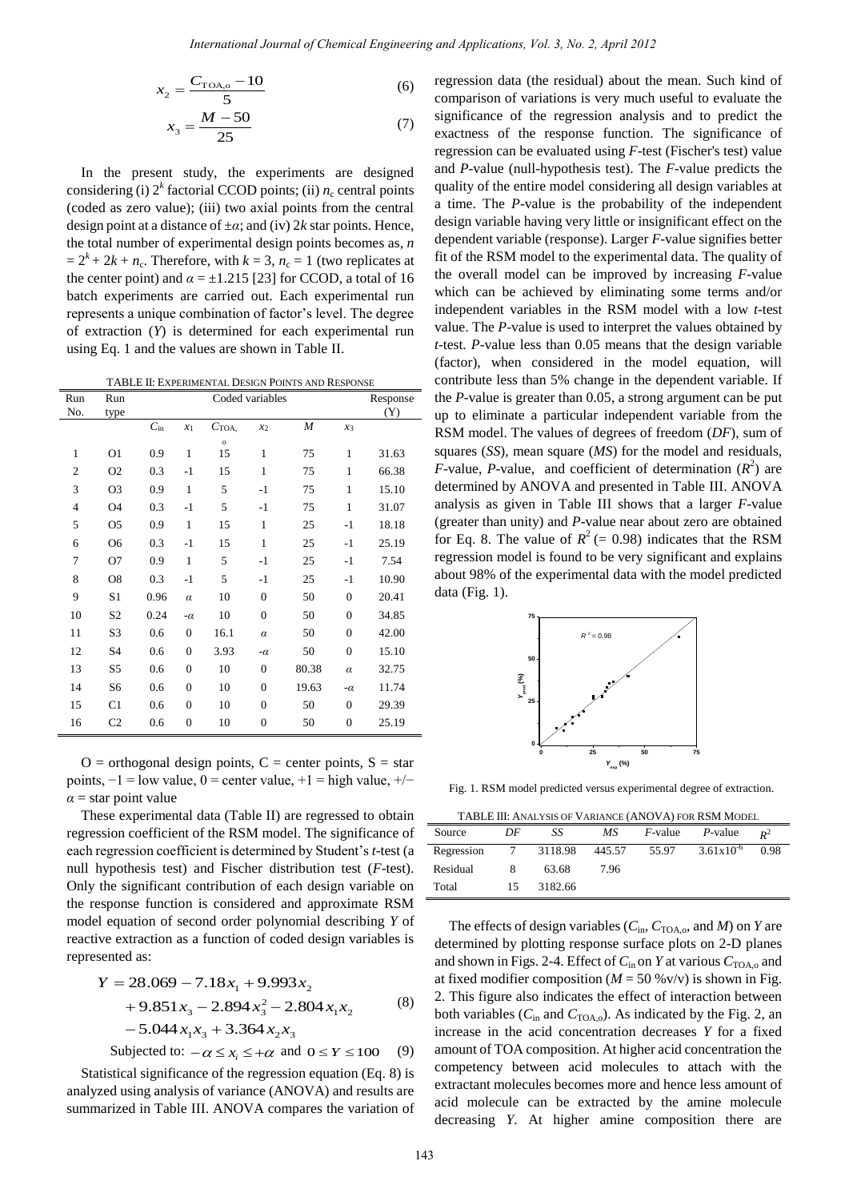$$x_2 = \frac{C_{\text{TOA,o}} - 10}{5} \tag{6}$$

$$x_3 = \frac{M - 50}{25} \tag{7}$$

In the present study, the experiments are designed considering (i) $2^k$ factorial CCOD points; (ii) $n_c$ central points (coded as zero value); (iii) two axial points from the central design point at a distance of $\pm\alpha$; and (iv) $2k$ star points. Hence, the total number of experimental design points becomes as, $n = 2^k + 2k + n_c$. Therefore, with $k = 3$, $n_c = 1$ (two replicates at the center point) and $\alpha = \pm 1.215$ [23] for CCOD, a total of 16 batch experiments are carried out. Each experimental run represents a unique combination of factor's level. The degree of extraction ($Y$) is determined for each experimental run using Eq. 1 and the values are shown in Table II.

TABLE II: EXPERIMENTAL DESIGN POINTS AND RESPONSE

| Run No. | Run type | Coded variables | | | | | | Response (Y) |
|---|---|---|---|---|---|---|---|---|
| | | $C_{in}$ | $x_1$ | $C_{TOA,o}$ | $x_2$ | $M$ | $x_3$ | |
| 1 | O1 | 0.9 | 1 | 15 | 1 | 75 | 1 | 31.63 |
| 2 | O2 | 0.3 | -1 | 15 | 1 | 75 | 1 | 66.38 |
| 3 | O3 | 0.9 | 1 | 5 | -1 | 75 | 1 | 15.10 |
| 4 | O4 | 0.3 | -1 | 5 | -1 | 75 | 1 | 31.07 |
| 5 | O5 | 0.9 | 1 | 15 | 1 | 25 | -1 | 18.18 |
| 6 | O6 | 0.3 | -1 | 15 | 1 | 25 | -1 | 25.19 |
| 7 | O7 | 0.9 | 1 | 5 | -1 | 25 | -1 | 7.54 |
| 8 | O8 | 0.3 | -1 | 5 | -1 | 25 | -1 | 10.90 |
| 9 | S1 | 0.96 | $\alpha$ | 10 | 0 | 50 | 0 | 20.41 |
| 10 | S2 | 0.24 | $-\alpha$ | 10 | 0 | 50 | 0 | 34.85 |
| 11 | S3 | 0.6 | 0 | 16.1 | $\alpha$ | 50 | 0 | 42.00 |
| 12 | S4 | 0.6 | 0 | 3.93 | $-\alpha$ | 50 | 0 | 15.10 |
| 13 | S5 | 0.6 | 0 | 10 | 0 | 80.38 | $\alpha$ | 32.75 |
| 14 | S6 | 0.6 | 0 | 10 | 0 | 19.63 | $-\alpha$ | 11.74 |
| 15 | C1 | 0.6 | 0 | 10 | 0 | 50 | 0 | 29.39 |
| 16 | C2 | 0.6 | 0 | 10 | 0 | 50 | 0 | 25.19 |

O = orthogonal design points, C = center points, S = star points, −1 = low value, 0 = center value, +1 = high value, +/− $\alpha$ = star point value

These experimental data (Table II) are regressed to obtain regression coefficient of the RSM model. The significance of each regression coefficient is determined by Student's $t$-test (a null hypothesis test) and Fischer distribution test ($F$-test). Only the significant contribution of each design variable on the response function is considered and approximate RSM model equation of second order polynomial describing $Y$ of reactive extraction as a function of coded design variables is represented as:

$$\begin{aligned} Y = {} & 28.069 - 7.18x_1 + 9.993x_2 \\ & + 9.851x_3 - 2.894x_3^2 - 2.804x_1x_2 \\ & - 5.044x_1x_3 + 3.364x_2x_3 \end{aligned} \tag{8}$$

$$\text{Subjected to: } -\alpha \leq x_i \leq +\alpha \text{ and } 0 \leq Y \leq 100 \tag{9}$$

Statistical significance of the regression equation (Eq. 8) is analyzed using analysis of variance (ANOVA) and results are summarized in Table III. ANOVA compares the variation of regression data (the residual) about the mean. Such kind of comparison of variations is very much useful to evaluate the significance of the regression analysis and to predict the exactness of the response function. The significance of regression can be evaluated using $F$-test (Fischer's test) value and $P$-value (null-hypothesis test). The $F$-value predicts the quality of the entire model considering all design variables at a time. The $P$-value is the probability of the independent design variable having very little or insignificant effect on the dependent variable (response). Larger $F$-value signifies better fit of the RSM model to the experimental data. The quality of the overall model can be improved by increasing $F$-value which can be achieved by eliminating some terms and/or independent variables in the RSM model with a low $t$-test value. The $P$-value is used to interpret the values obtained by $t$-test. $P$-value less than 0.05 means that the design variable (factor), when considered in the model equation, will contribute less than 5% change in the dependent variable. If the $P$-value is greater than 0.05, a strong argument can be put up to eliminate a particular independent variable from the RSM model. The values of degrees of freedom ($DF$), sum of squares ($SS$), mean square ($MS$) for the model and residuals, $F$-value, $P$-value, and coefficient of determination ($R^2$) are determined by ANOVA and presented in Table III. ANOVA analysis as given in Table III shows that a larger $F$-value (greater than unity) and $P$-value near about zero are obtained for Eq. 8. The value of $R^2$ (= 0.98) indicates that the RSM regression model is found to be very significant and explains about 98% of the experimental data with the model predicted data (Fig. 1).

Fig. 1. RSM model predicted versus experimental degree of extraction.

TABLE III: ANALYSIS OF VARIANCE (ANOVA) FOR RSM MODEL

| Source | $DF$ | $SS$ | $MS$ | $F$-value | $P$-value | $R^2$ |
|---|---|---|---|---|---|---|
| Regression | 7 | 3118.98 | 445.57 | 55.97 | $3.61\times10^{-6}$ | 0.98 |
| Residual | 8 | 63.68 | 7.96 | | | |
| Total | 15 | 3182.66 | | | | |

The effects of design variables ($C_{in}$, $C_{TOA,o}$, and $M$) on $Y$ are determined by plotting response surface plots on 2-D planes and shown in Figs. 2-4. Effect of $C_{in}$ on $Y$ at various $C_{TOA,o}$ and at fixed modifier composition ($M$ = 50 %v/v) is shown in Fig. 2. This figure also indicates the effect of interaction between both variables ($C_{in}$ and $C_{TOA,o}$). As indicated by the Fig. 2, an increase in the acid concentration decreases $Y$ for a fixed amount of TOA composition. At higher acid concentration the competency between acid molecules to attach with the extractant molecules becomes more and hence less amount of acid molecule can be extracted by the amine molecule decreasing $Y$. At higher amine composition there are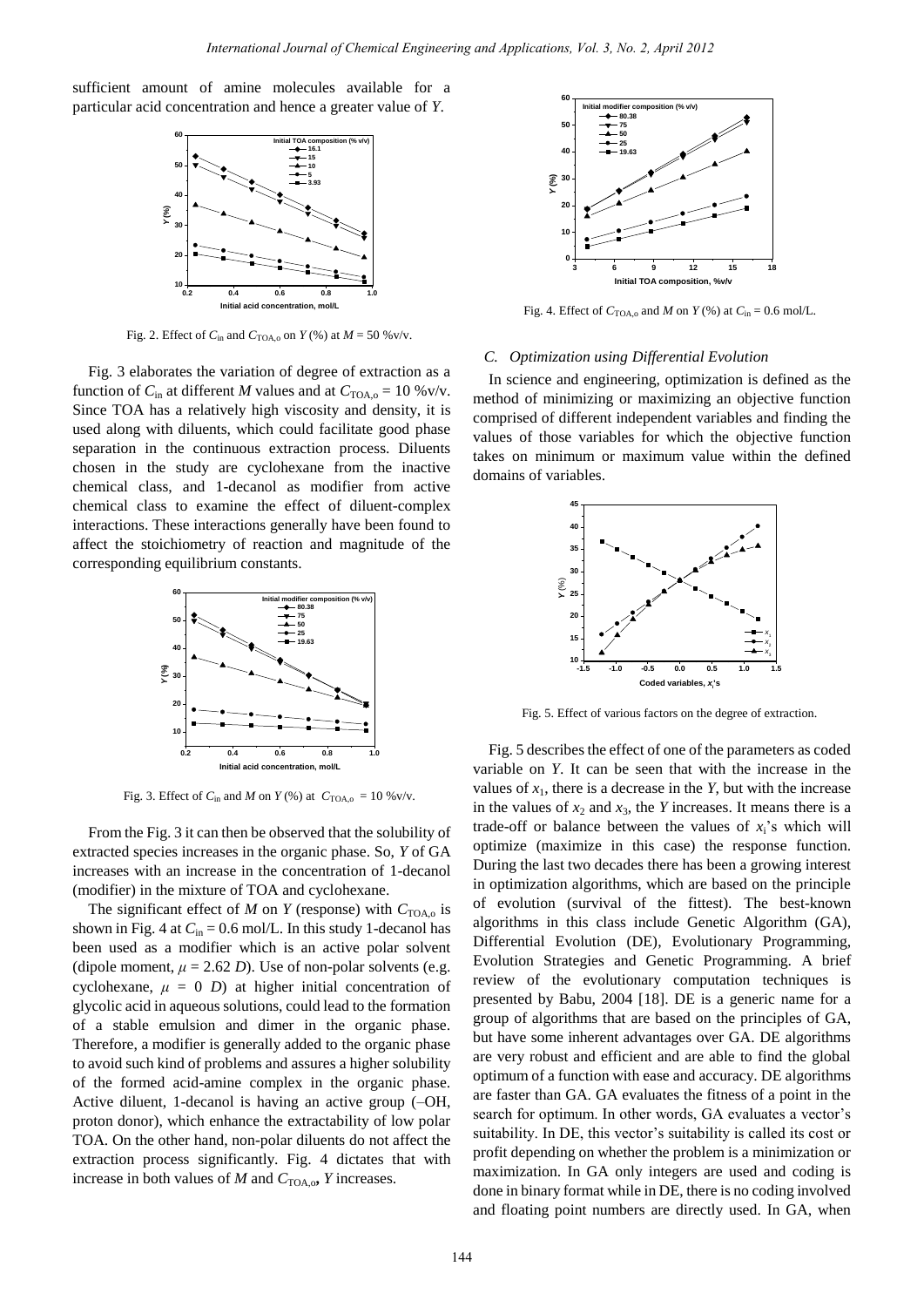sufficient amount of amine molecules available for a particular acid concentration and hence a greater value of $Y$.

Fig. 2. Effect of $C_{in}$ and $C_{TOA,o}$ on $Y$ (%) at $M$ = 50 %v/v.

Fig. 3 elaborates the variation of degree of extraction as a function of $C_{in}$ at different $M$ values and at $C_{TOA,o}$ = 10 %v/v. Since TOA has a relatively high viscosity and density, it is used along with diluents, which could facilitate good phase separation in the continuous extraction process. Diluents chosen in the study are cyclohexane from the inactive chemical class, and 1-decanol as modifier from active chemical class to examine the effect of diluent-complex interactions. These interactions generally have been found to affect the stoichiometry of reaction and magnitude of the corresponding equilibrium constants.

Fig. 3. Effect of $C_{in}$ and $M$ on $Y$ (%) at $C_{TOA,o}$ = 10 %v/v.

From the Fig. 3 it can then be observed that the solubility of extracted species increases in the organic phase. So, $Y$ of GA increases with an increase in the concentration of 1-decanol (modifier) in the mixture of TOA and cyclohexane.

The significant effect of $M$ on $Y$ (response) with $C_{TOA,o}$ is shown in Fig. 4 at $C_{in}$ = 0.6 mol/L. In this study 1-decanol has been used as a modifier which is an active polar solvent (dipole moment, $\mu$ = 2.62 $D$). Use of non-polar solvents (e.g. cyclohexane, $\mu$ = 0 $D$) at higher initial concentration of glycolic acid in aqueous solutions, could lead to the formation of a stable emulsion and dimer in the organic phase. Therefore, a modifier is generally added to the organic phase to avoid such kind of problems and assures a higher solubility of the formed acid-amine complex in the organic phase. Active diluent, 1-decanol is having an active group (–OH, proton donor), which enhance the extractability of low polar TOA. On the other hand, non-polar diluents do not affect the extraction process significantly. Fig. 4 dictates that with increase in both values of $M$ and $C_{TOA,o}$, $Y$ increases.

Fig. 4. Effect of $C_{TOA,o}$ and $M$ on $Y$ (%) at $C_{in}$ = 0.6 mol/L.

### C. Optimization using Differential Evolution

In science and engineering, optimization is defined as the method of minimizing or maximizing an objective function comprised of different independent variables and finding the values of those variables for which the objective function takes on minimum or maximum value within the defined domains of variables.

Fig. 5. Effect of various factors on the degree of extraction.

Fig. 5 describes the effect of one of the parameters as coded variable on $Y$. It can be seen that with the increase in the values of $x_1$, there is a decrease in the $Y$, but with the increase in the values of $x_2$ and $x_3$, the $Y$ increases. It means there is a trade-off or balance between the values of $x_i$'s which will optimize (maximize in this case) the response function. During the last two decades there has been a growing interest in optimization algorithms, which are based on the principle of evolution (survival of the fittest). The best-known algorithms in this class include Genetic Algorithm (GA), Differential Evolution (DE), Evolutionary Programming, Evolution Strategies and Genetic Programming. A brief review of the evolutionary computation techniques is presented by Babu, 2004 [18]. DE is a generic name for a group of algorithms that are based on the principles of GA, but have some inherent advantages over GA. DE algorithms are very robust and efficient and are able to find the global optimum of a function with ease and accuracy. DE algorithms are faster than GA. GA evaluates the fitness of a point in the search for optimum. In other words, GA evaluates a vector's suitability. In DE, this vector's suitability is called its cost or profit depending on whether the problem is a minimization or maximization. In GA only integers are used and coding is done in binary format while in DE, there is no coding involved and floating point numbers are directly used. In GA, when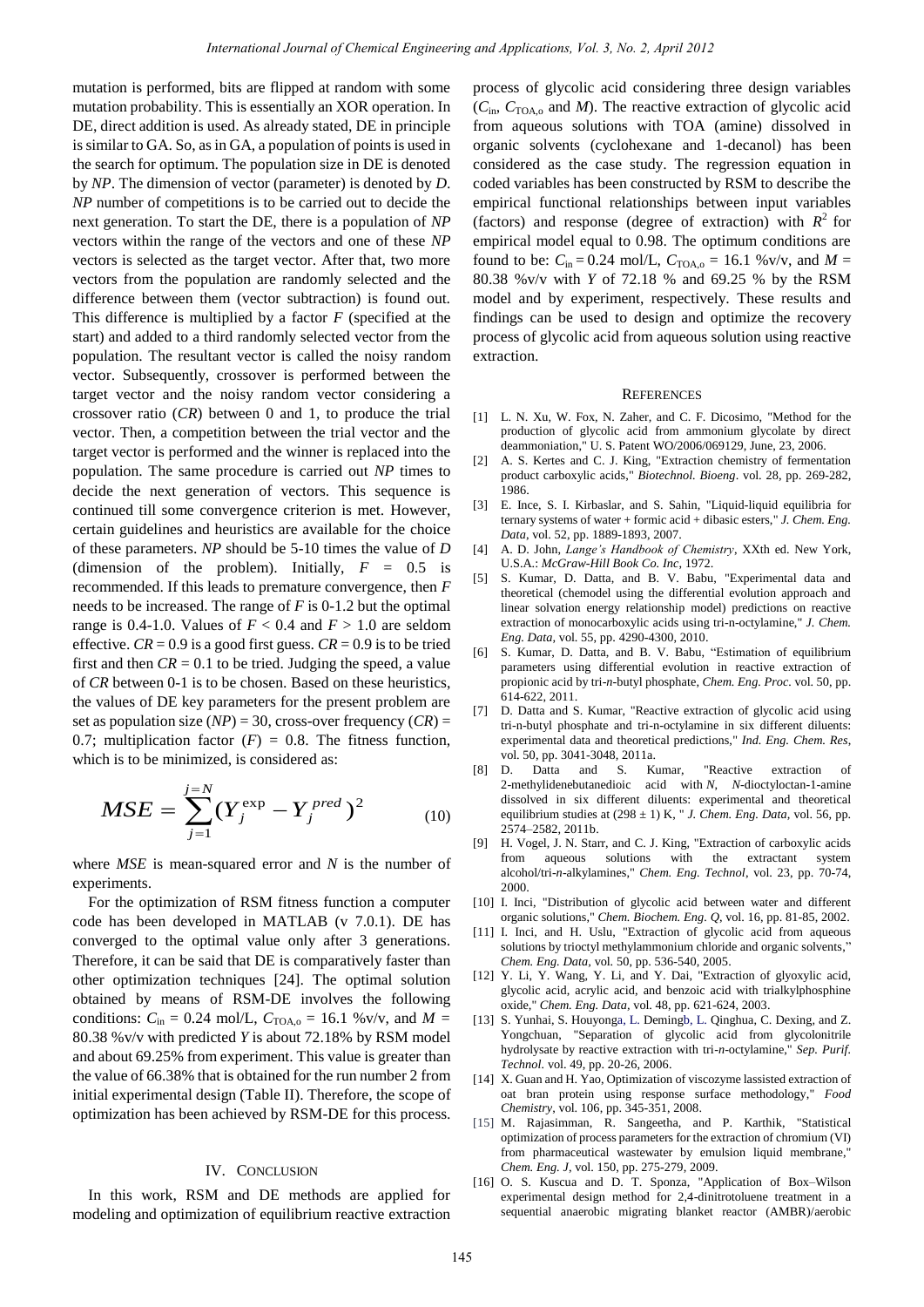mutation is performed, bits are flipped at random with some mutation probability. This is essentially an XOR operation. In DE, direct addition is used. As already stated, DE in principle is similar to GA. So, as in GA, a population of points is used in the search for optimum. The population size in DE is denoted by *NP*. The dimension of vector (parameter) is denoted by *D*. *NP* number of competitions is to be carried out to decide the next generation. To start the DE, there is a population of *NP* vectors within the range of the vectors and one of these *NP* vectors is selected as the target vector. After that, two more vectors from the population are randomly selected and the difference between them (vector subtraction) is found out. This difference is multiplied by a factor *F* (specified at the start) and added to a third randomly selected vector from the population. The resultant vector is called the noisy random vector. Subsequently, crossover is performed between the target vector and the noisy random vector considering a crossover ratio (*CR*) between 0 and 1, to produce the trial vector. Then, a competition between the trial vector and the target vector is performed and the winner is replaced into the population. The same procedure is carried out *NP* times to decide the next generation of vectors. This sequence is continued till some convergence criterion is met. However, certain guidelines and heuristics are available for the choice of these parameters. *NP* should be 5-10 times the value of *D* (dimension of the problem). Initially, $F = 0.5$ is recommended. If this leads to premature convergence, then *F* needs to be increased. The range of *F* is 0-1.2 but the optimal range is 0.4-1.0. Values of $F < 0.4$ and $F > 1.0$ are seldom effective. $CR = 0.9$ is a good first guess. $CR = 0.9$ is to be tried first and then $CR = 0.1$ to be tried. Judging the speed, a value of *CR* between 0-1 is to be chosen. Based on these heuristics, the values of DE key parameters for the present problem are set as population size ($NP$) = 30, cross-over frequency ($CR$) = 0.7; multiplication factor ($F$) = 0.8. The fitness function, which is to be minimized, is considered as:

$$MSE = \sum_{j=1}^{j=N} (Y_j^{\exp} - Y_j^{pred})^2 \tag{10}$$

where *MSE* is mean-squared error and *N* is the number of experiments.

For the optimization of RSM fitness function a computer code has been developed in MATLAB (v 7.0.1). DE has converged to the optimal value only after 3 generations. Therefore, it can be said that DE is comparatively faster than other optimization techniques [24]. The optimal solution obtained by means of RSM-DE involves the following conditions: $C_{in} = 0.24$ mol/L, $C_{TOA,o} = 16.1$ %v/v, and $M = 80.38$ %v/v with predicted *Y* is about 72.18% by RSM model and about 69.25% from experiment. This value is greater than the value of 66.38% that is obtained for the run number 2 from initial experimental design (Table II). Therefore, the scope of optimization has been achieved by RSM-DE for this process.

## IV. Conclusion

In this work, RSM and DE methods are applied for modeling and optimization of equilibrium reactive extraction process of glycolic acid considering three design variables ($C_{in}$, $C_{TOA,o}$ and $M$). The reactive extraction of glycolic acid from aqueous solutions with TOA (amine) dissolved in organic solvents (cyclohexane and 1-decanol) has been considered as the case study. The regression equation in coded variables has been constructed by RSM to describe the empirical functional relationships between input variables (factors) and response (degree of extraction) with $R^2$ for empirical model equal to 0.98. The optimum conditions are found to be: $C_{in} = 0.24$ mol/L, $C_{TOA,o} = 16.1$ %v/v, and $M = 80.38$ %v/v with *Y* of 72.18 % and 69.25 % by the RSM model and by experiment, respectively. These results and findings can be used to design and optimize the recovery process of glycolic acid from aqueous solution using reactive extraction.

## References

[1] L. N. Xu, W. Fox, N. Zaher, and C. F. Dicosimo, "Method for the production of glycolic acid from ammonium glycolate by direct deammoniation," U. S. Patent WO/2006/069129, June, 23, 2006.

[2] A. S. Kertes and C. J. King, "Extraction chemistry of fermentation product carboxylic acids," *Biotechnol. Bioeng*. vol. 28, pp. 269-282, 1986.

[3] E. Ince, S. I. Kirbaslar, and S. Sahin, "Liquid-liquid equilibria for ternary systems of water + formic acid + dibasic esters," *J. Chem. Eng. Data*, vol. 52, pp. 1889-1893, 2007.

[4] A. D. John, *Lange's Handbook of Chemistry*, XXth ed. New York, U.S.A.: *McGraw-Hill Book Co. Inc*, 1972.

[5] S. Kumar, D. Datta, and B. V. Babu, "Experimental data and theoretical (chemodel using the differential evolution approach and linear solvation energy relationship model) predictions on reactive extraction of monocarboxylic acids using tri-n-octylamine," *J. Chem. Eng. Data*, vol. 55, pp. 4290-4300, 2010.

[6] S. Kumar, D. Datta, and B. V. Babu, "Estimation of equilibrium parameters using differential evolution in reactive extraction of propionic acid by tri-*n*-butyl phosphate, *Chem. Eng. Proc*. vol. 50, pp. 614-622, 2011.

[7] D. Datta and S. Kumar, "Reactive extraction of glycolic acid using tri-n-butyl phosphate and tri-n-octylamine in six different diluents: experimental data and theoretical predictions," *Ind. Eng. Chem. Res*, vol. 50, pp. 3041-3048, 2011a.

[8] D. Datta and S. Kumar, "Reactive extraction of 2-methylidenebutanedioic acid with *N*, *N*-dioctyloctan-1-amine dissolved in six different diluents: experimental and theoretical equilibrium studies at (298 ± 1) K, " *J. Chem. Eng. Data*, vol. 56, pp. 2574–2582, 2011b.

[9] H. Vogel, J. N. Starr, and C. J. King, "Extraction of carboxylic acids from aqueous solutions with the extractant system alcohol/tri-*n*-alkylamines," *Chem. Eng. Technol*, vol. 23, pp. 70-74, 2000.

[10] I. Inci, "Distribution of glycolic acid between water and different organic solutions," *Chem. Biochem. Eng. Q*, vol. 16, pp. 81-85, 2002.

[11] I. Inci, and H. Uslu, "Extraction of glycolic acid from aqueous solutions by trioctyl methylammonium chloride and organic solvents," *Chem. Eng. Data*, vol. 50, pp. 536-540, 2005.

[12] Y. Li, Y. Wang, Y. Li, and Y. Dai, "Extraction of glyoxylic acid, glycolic acid, acrylic acid, and benzoic acid with trialkylphosphine oxide," *Chem. Eng. Data*, vol. 48, pp. 621-624, 2003.

[13] S. Yunhai, S. Houyonga, L. Demingb, L. Qinghua, C. Dexing, and Z. Yongchuan, "Separation of glycolic acid from glycolonitrile hydrolysate by reactive extraction with tri-*n*-octylamine," *Sep. Purif. Technol*. vol. 49, pp. 20-26, 2006.

[14] X. Guan and H. Yao, Optimization of viscozyme lassisted extraction of oat bran protein using response surface methodology," *Food Chemistry*, vol. 106, pp. 345-351, 2008.

[15] M. Rajasimman, R. Sangeetha, and P. Karthik, "Statistical optimization of process parameters for the extraction of chromium (VI) from pharmaceutical wastewater by emulsion liquid membrane," *Chem. Eng. J*, vol. 150, pp. 275-279, 2009.

[16] O. S. Kuscua and D. T. Sponza, "Application of Box–Wilson experimental design method for 2,4-dinitrotoluene treatment in a sequential anaerobic migrating blanket reactor (AMBR)/aerobic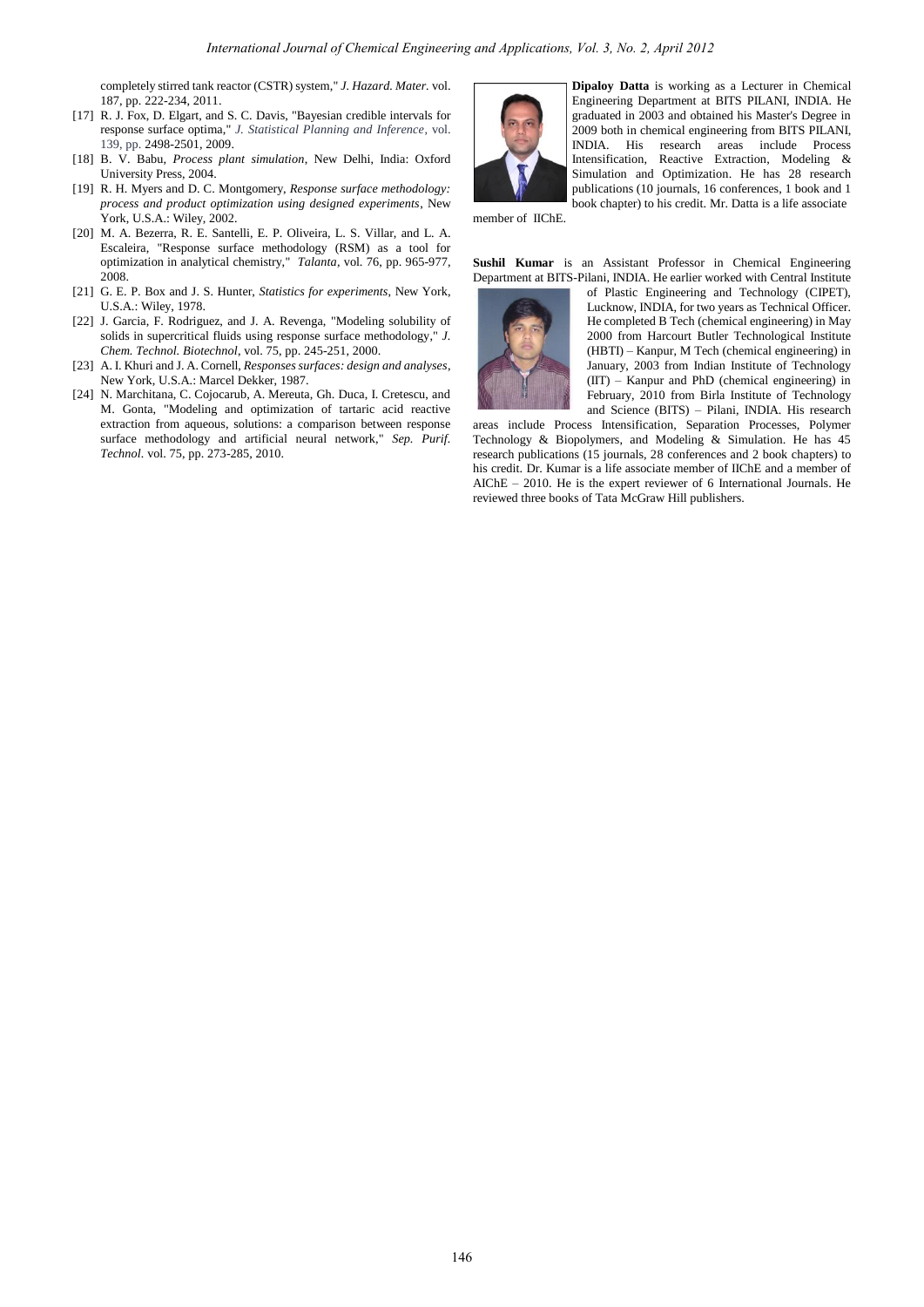completely stirred tank reactor (CSTR) system," *J. Hazard. Mater.* vol. 187, pp. 222-234, 2011.

[17] R. J. Fox, D. Elgart, and S. C. Davis, "Bayesian credible intervals for response surface optima," *J. Statistical Planning and Inference*, vol. 139, pp. 2498-2501, 2009.

[18] B. V. Babu, *Process plant simulation*, New Delhi, India: Oxford University Press, 2004.

[19] R. H. Myers and D. C. Montgomery, *Response surface methodology: process and product optimization using designed experiments*, New York, U.S.A.: Wiley, 2002.

[20] M. A. Bezerra, R. E. Santelli, E. P. Oliveira, L. S. Villar, and L. A. Escaleira, "Response surface methodology (RSM) as a tool for optimization in analytical chemistry," *Talanta*, vol. 76, pp. 965-977, 2008.

[21] G. E. P. Box and J. S. Hunter, *Statistics for experiments*, New York, U.S.A.: Wiley, 1978.

[22] J. Garcia, F. Rodriguez, and J. A. Revenga, "Modeling solubility of solids in supercritical fluids using response surface methodology," *J. Chem. Technol. Biotechnol*, vol. 75, pp. 245-251, 2000.

[23] A. I. Khuri and J. A. Cornell, *Responses surfaces: design and analyses*, New York, U.S.A.: Marcel Dekker, 1987.

[24] N. Marchitana, C. Cojocarub, A. Mereuta, Gh. Duca, I. Cretescu, and M. Gonta, "Modeling and optimization of tartaric acid reactive extraction from aqueous, solutions: a comparison between response surface methodology and artificial neural network," *Sep. Purif. Technol.* vol. 75, pp. 273-285, 2010.

**Dipaloy Datta** is working as a Lecturer in Chemical Engineering Department at BITS PILANI, INDIA. He graduated in 2003 and obtained his Master's Degree in 2009 both in chemical engineering from BITS PILANI, INDIA. His research areas include Process Intensification, Reactive Extraction, Modeling & Simulation and Optimization. He has 28 research publications (10 journals, 16 conferences, 1 book and 1 book chapter) to his credit. Mr. Datta is a life associate member of IIChE.

**Sushil Kumar** is an Assistant Professor in Chemical Engineering Department at BITS-Pilani, INDIA. He earlier worked with Central Institute of Plastic Engineering and Technology (CIPET), Lucknow, INDIA, for two years as Technical Officer. He completed B Tech (chemical engineering) in May 2000 from Harcourt Butler Technological Institute (HBTI) – Kanpur, M Tech (chemical engineering) in January, 2003 from Indian Institute of Technology (IIT) – Kanpur and PhD (chemical engineering) in February, 2010 from Birla Institute of Technology and Science (BITS) – Pilani, INDIA. His research areas include Process Intensification, Separation Processes, Polymer Technology & Biopolymers, and Modeling & Simulation. He has 45 research publications (15 journals, 28 conferences and 2 book chapters) to his credit. Dr. Kumar is a life associate member of IIChE and a member of AIChE – 2010. He is the expert reviewer of 6 International Journals. He reviewed three books of Tata McGraw Hill publishers.